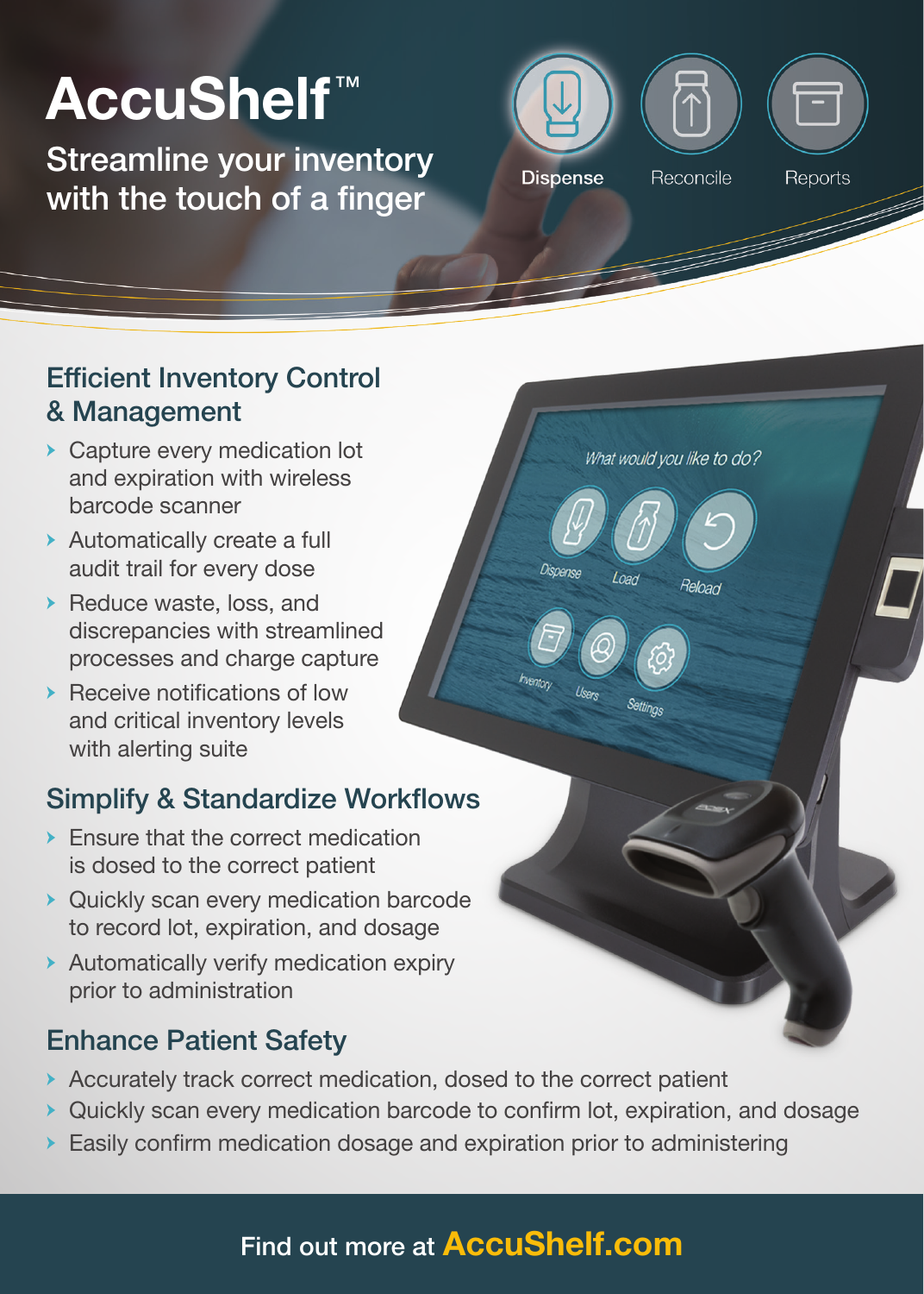# AccuShelf™

Streamline your inventory with the touch of a finger

Dispense Reconcile Reports

## Efficient Inventory Control & Management

- Capture every medication lot and expiration with wireless barcode scanner
- Automatically create a full audit trail for every dose
- Reduce waste, loss, and discrepancies with streamlined processes and charge capture
- Receive notifications of low and critical inventory levels with alerting suite

## Simplify & Standardize Workflows

- Ensure that the correct medication is dosed to the correct patient
- Quickly scan every medication barcode to record lot, expiration, and dosage
- Automatically verify medication expiry prior to administration

## Enhance Patient Safety

- Accurately track correct medication, dosed to the correct patient
- Quickly scan every medication barcode to confirm lot, expiration, and dosage
- Easily confirm medication dosage and expiration prior to administering

Find out more at **AccuShelf.com**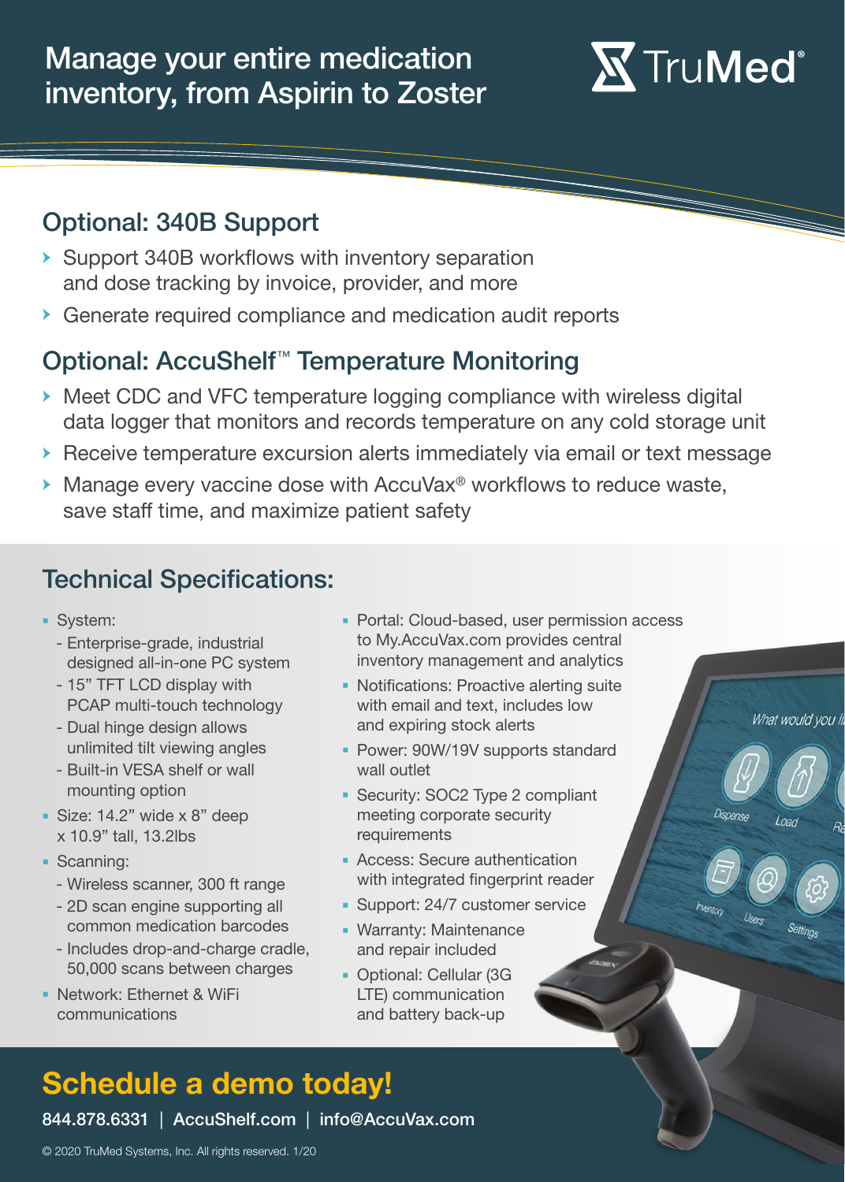# Manage your entire medication inventory, from Aspirin to Zoster

TruMed®

## Optional: 340B Support

- Support 340B workflows with inventory separation and dose tracking by invoice, provider, and more
- Generate required compliance and medication audit reports

## Optional: AccuShelf™ Temperature Monitoring

- Meet CDC and VFC temperature logging compliance with wireless digital data logger that monitors and records temperature on any cold storage unit
- Receive temperature excursion alerts immediately via email or text message
- Manage every vaccine dose with AccuVax® workflows to reduce waste, save staff time, and maximize patient safety

## Technical Specifications:

- System:
  - Enterprise-grade, industrial designed all-in-one PC system
  - 15" TFT LCD display with PCAP multi-touch technology
  - Dual hinge design allows unlimited tilt viewing angles
  - Built-in VESA shelf or wall mounting option
- Size: 14.2" wide x 8" deep x 10.9" tall, 13.2lbs
- Scanning:
  - Wireless scanner, 300 ft range
  - 2D scan engine supporting all common medication barcodes
  - Includes drop-and-charge cradle, 50,000 scans between charges
- Network: Ethernet & WiFi communications
- Portal: Cloud-based, user permission access to My.AccuVax.com provides central inventory management and analytics
- Notifications: Proactive alerting suite with email and text, includes low and expiring stock alerts
- Power: 90W/19V supports standard wall outlet
- Security: SOC2 Type 2 compliant meeting corporate security requirements
- Access: Secure authentication with integrated fingerprint reader
- Support: 24/7 customer service
- Warranty: Maintenance and repair included
- Optional: Cellular (3G LTE) communication and battery back-up

## Schedule a demo today!

844.878.6331 | AccuShelf.com | info@AccuVax.com

© 2020 TruMed Systems, Inc. All rights reserved. 1/20